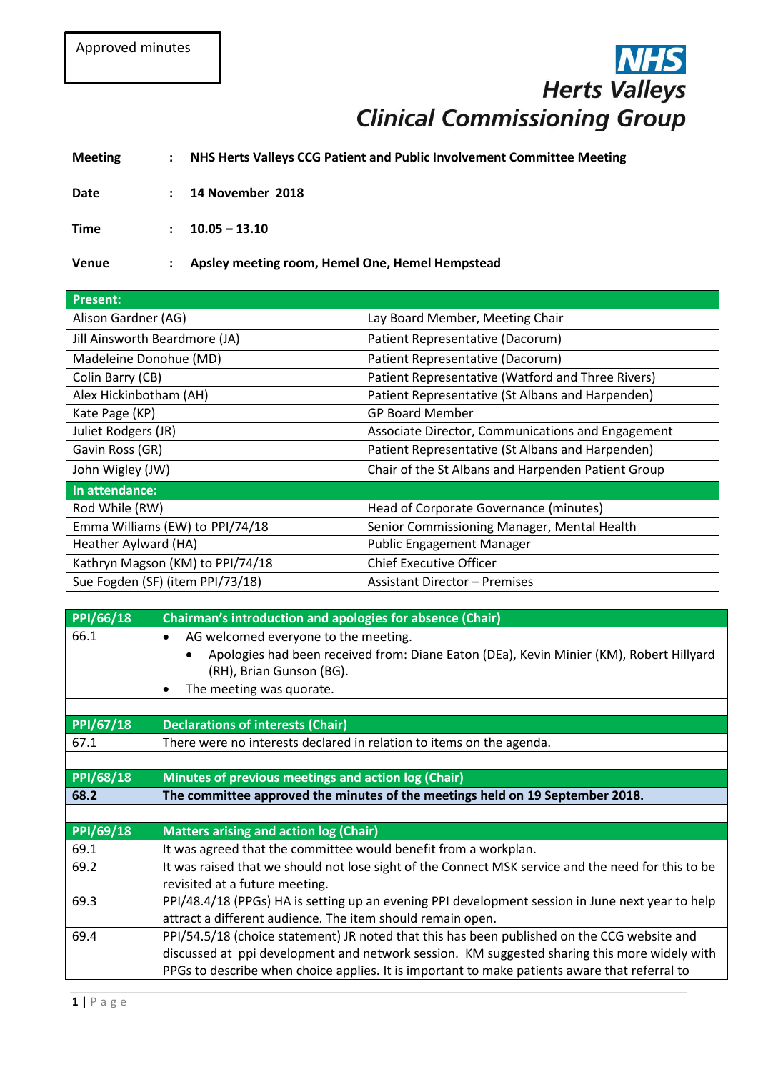Approved minutes

**NHS Herts Valleys Clinical Commissioning Group**

| | | |
|---|---|---|
| **Meeting** | : | **NHS Herts Valleys CCG Patient and Public Involvement Committee Meeting** |
| **Date** | : | **14 November 2018** |
| **Time** | : | **10.05 – 13.10** |
| **Venue** | : | **Apsley meeting room, Hemel One, Hemel Hempstead** |

| **Present:** | |
|---|---|
| Alison Gardner (AG) | Lay Board Member, Meeting Chair |
| Jill Ainsworth Beardmore (JA) | Patient Representative (Dacorum) |
| Madeleine Donohue (MD) | Patient Representative (Dacorum) |
| Colin Barry (CB) | Patient Representative (Watford and Three Rivers) |
| Alex Hickinbotham (AH) | Patient Representative (St Albans and Harpenden) |
| Kate Page (KP) | GP Board Member |
| Juliet Rodgers (JR) | Associate Director, Communications and Engagement |
| Gavin Ross (GR) | Patient Representative (St Albans and Harpenden) |
| John Wigley (JW) | Chair of the St Albans and Harpenden Patient Group |
| **In attendance:** | |
| Rod While (RW) | Head of Corporate Governance (minutes) |
| Emma Williams (EW) to PPI/74/18 | Senior Commissioning Manager, Mental Health |
| Heather Aylward (HA) | Public Engagement Manager |
| Kathryn Magson (KM) to PPI/74/18 | Chief Executive Officer |
| Sue Fogden (SF) (item PPI/73/18) | Assistant Director – Premises |

| **PPI/66/18** | **Chairman's introduction and apologies for absence (Chair)** |
|---|---|
| 66.1 | • AG welcomed everyone to the meeting.<br>  • Apologies had been received from: Diane Eaton (DEa), Kevin Minier (KM), Robert Hillyard (RH), Brian Gunson (BG).<br>• The meeting was quorate. |
| | |
| **PPI/67/18** | **Declarations of interests (Chair)** |
| 67.1 | There were no interests declared in relation to items on the agenda. |
| | |
| **PPI/68/18** | **Minutes of previous meetings and action log (Chair)** |
| **68.2** | **The committee approved the minutes of the meetings held on 19 September 2018.** |
| | |
| **PPI/69/18** | **Matters arising and action log (Chair)** |
| 69.1 | It was agreed that the committee would benefit from a workplan. |
| 69.2 | It was raised that we should not lose sight of the Connect MSK service and the need for this to be revisited at a future meeting. |
| 69.3 | PPI/48.4/18 (PPGs) HA is setting up an evening PPI development session in June next year to help attract a different audience. The item should remain open. |
| 69.4 | PPI/54.5/18 (choice statement) JR noted that this has been published on the CCG website and discussed at ppi development and network session. KM suggested sharing this more widely with PPGs to describe when choice applies. It is important to make patients aware that referral to |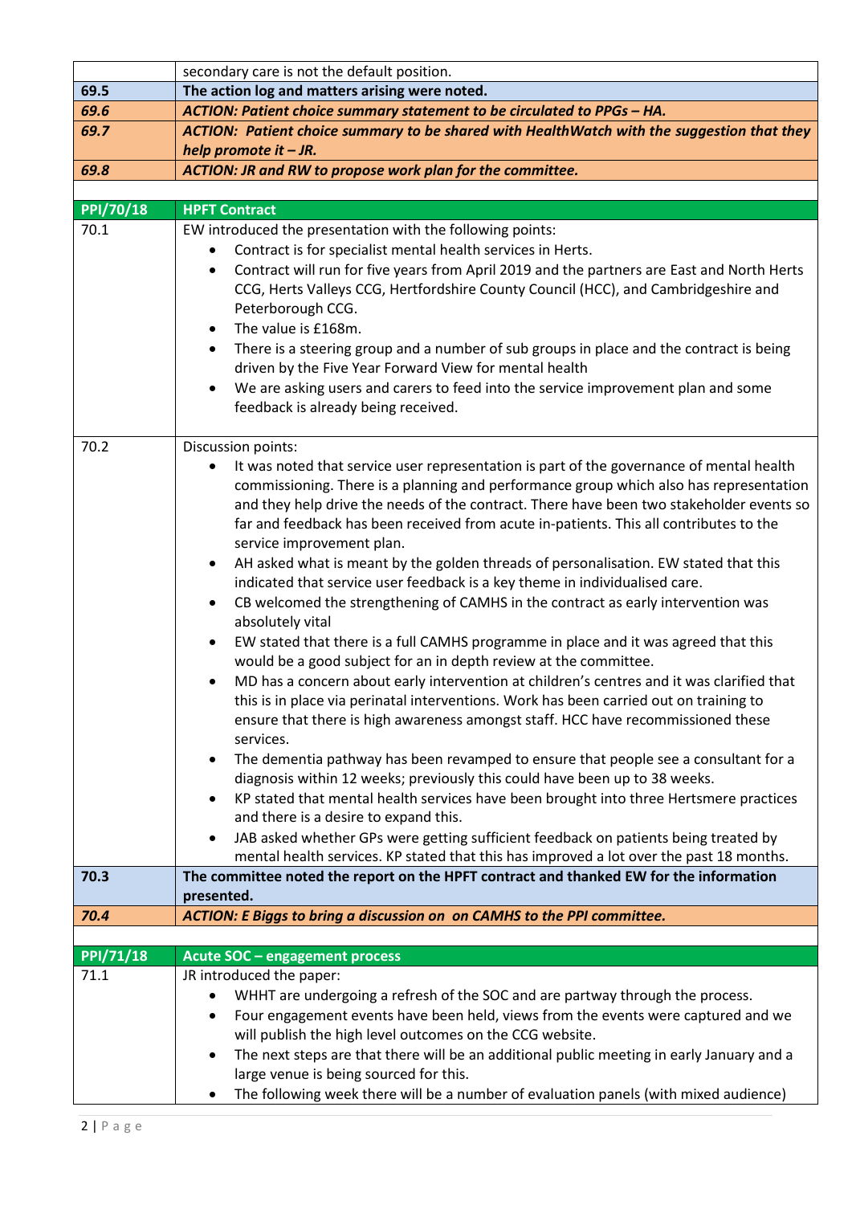| | |
|---|---|
| | secondary care is not the default position. |
| **69.5** | **The action log and matters arising were noted.** |
| ***69.6*** | ***ACTION: Patient choice summary statement to be circulated to PPGs – HA.*** |
| ***69.7*** | ***ACTION: Patient choice summary to be shared with HealthWatch with the suggestion that they help promote it – JR.*** |
| ***69.8*** | ***ACTION: JR and RW to propose work plan for the committee.*** |
| | |
| **PPI/70/18** | **HPFT Contract** |
| 70.1 | EW introduced the presentation with the following points:<br>• Contract is for specialist mental health services in Herts.<br>• Contract will run for five years from April 2019 and the partners are East and North Herts CCG, Herts Valleys CCG, Hertfordshire County Council (HCC), and Cambridgeshire and Peterborough CCG.<br>• The value is £168m.<br>• There is a steering group and a number of sub groups in place and the contract is being driven by the Five Year Forward View for mental health<br>• We are asking users and carers to feed into the service improvement plan and some feedback is already being received. |
| 70.2 | Discussion points:<br>• It was noted that service user representation is part of the governance of mental health commissioning. There is a planning and performance group which also has representation and they help drive the needs of the contract. There have been two stakeholder events so far and feedback has been received from acute in-patients. This all contributes to the service improvement plan.<br>• AH asked what is meant by the golden threads of personalisation. EW stated that this indicated that service user feedback is a key theme in individualised care.<br>• CB welcomed the strengthening of CAMHS in the contract as early intervention was absolutely vital<br>• EW stated that there is a full CAMHS programme in place and it was agreed that this would be a good subject for an in depth review at the committee.<br>• MD has a concern about early intervention at children's centres and it was clarified that this is in place via perinatal interventions. Work has been carried out on training to ensure that there is high awareness amongst staff. HCC have recommissioned these services.<br>• The dementia pathway has been revamped to ensure that people see a consultant for a diagnosis within 12 weeks; previously this could have been up to 38 weeks.<br>• KP stated that mental health services have been brought into three Hertsmere practices and there is a desire to expand this.<br>• JAB asked whether GPs were getting sufficient feedback on patients being treated by mental health services. KP stated that this has improved a lot over the past 18 months. |
| **70.3** | **The committee noted the report on the HPFT contract and thanked EW for the information presented.** |
| ***70.4*** | ***ACTION: E Biggs to bring a discussion on on CAMHS to the PPI committee.*** |
| | |
| **PPI/71/18** | **Acute SOC – engagement process** |
| 71.1 | JR introduced the paper:<br>• WHHT are undergoing a refresh of the SOC and are partway through the process.<br>• Four engagement events have been held, views from the events were captured and we will publish the high level outcomes on the CCG website.<br>• The next steps are that there will be an additional public meeting in early January and a large venue is being sourced for this.<br>• The following week there will be a number of evaluation panels (with mixed audience) |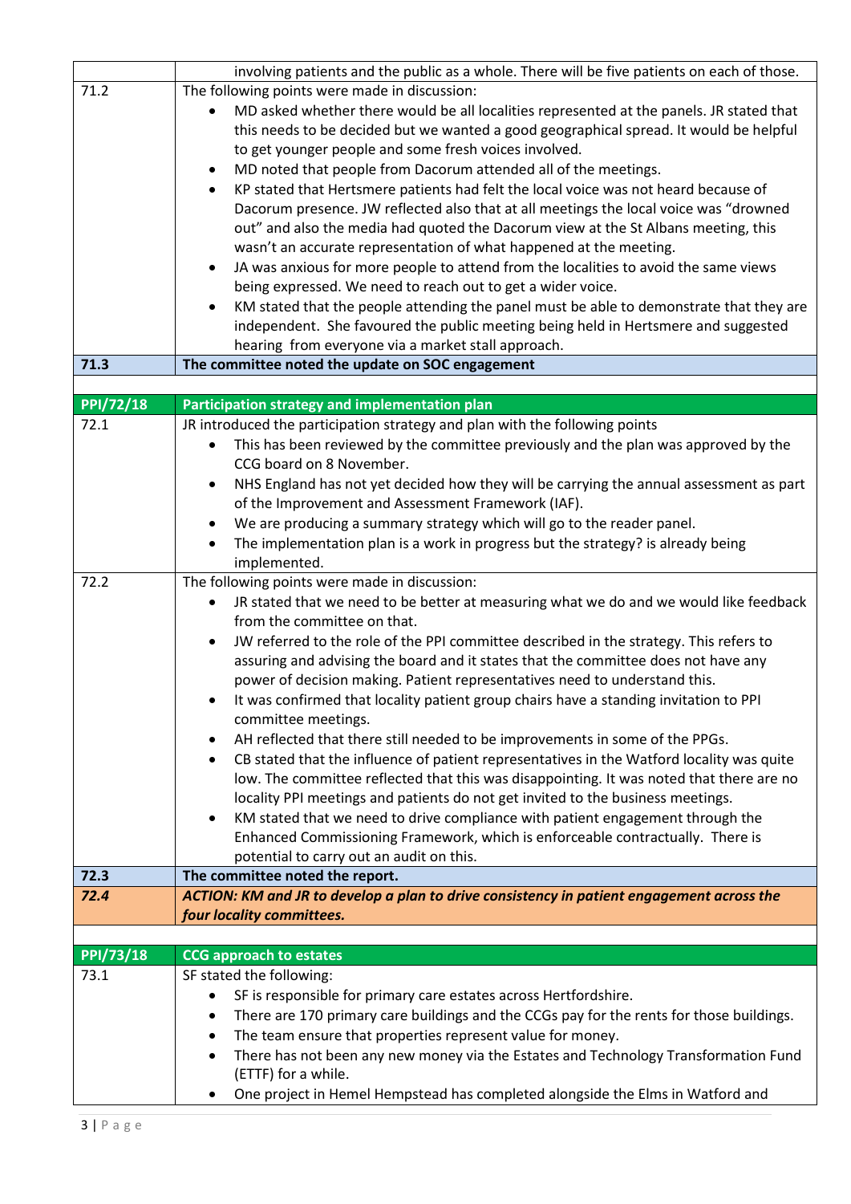| | |
|---|---|
| | involving patients and the public as a whole. There will be five patients on each of those. |
| 71.2 | The following points were made in discussion:<br>• MD asked whether there would be all localities represented at the panels. JR stated that this needs to be decided but we wanted a good geographical spread. It would be helpful to get younger people and some fresh voices involved.<br>• MD noted that people from Dacorum attended all of the meetings.<br>• KP stated that Hertsmere patients had felt the local voice was not heard because of Dacorum presence. JW reflected also that at all meetings the local voice was "drowned out" and also the media had quoted the Dacorum view at the St Albans meeting, this wasn't an accurate representation of what happened at the meeting.<br>• JA was anxious for more people to attend from the localities to avoid the same views being expressed. We need to reach out to get a wider voice.<br>• KM stated that the people attending the panel must be able to demonstrate that they are independent. She favoured the public meeting being held in Hertsmere and suggested hearing from everyone via a market stall approach. |
| **71.3** | **The committee noted the update on SOC engagement** |
| | |
| **PPI/72/18** | **Participation strategy and implementation plan** |
| 72.1 | JR introduced the participation strategy and plan with the following points<br>• This has been reviewed by the committee previously and the plan was approved by the CCG board on 8 November.<br>• NHS England has not yet decided how they will be carrying the annual assessment as part of the Improvement and Assessment Framework (IAF).<br>• We are producing a summary strategy which will go to the reader panel.<br>• The implementation plan is a work in progress but the strategy? is already being implemented. |
| 72.2 | The following points were made in discussion:<br>• JR stated that we need to be better at measuring what we do and we would like feedback from the committee on that.<br>• JW referred to the role of the PPI committee described in the strategy. This refers to assuring and advising the board and it states that the committee does not have any power of decision making. Patient representatives need to understand this.<br>• It was confirmed that locality patient group chairs have a standing invitation to PPI committee meetings.<br>• AH reflected that there still needed to be improvements in some of the PPGs.<br>• CB stated that the influence of patient representatives in the Watford locality was quite low. The committee reflected that this was disappointing. It was noted that there are no locality PPI meetings and patients do not get invited to the business meetings.<br>• KM stated that we need to drive compliance with patient engagement through the Enhanced Commissioning Framework, which is enforceable contractually. There is potential to carry out an audit on this. |
| **72.3** | **The committee noted the report.** |
| ***72.4*** | ***ACTION: KM and JR to develop a plan to drive consistency in patient engagement across the four locality committees.*** |
| | |
| **PPI/73/18** | **CCG approach to estates** |
| 73.1 | SF stated the following:<br>• SF is responsible for primary care estates across Hertfordshire.<br>• There are 170 primary care buildings and the CCGs pay for the rents for those buildings.<br>• The team ensure that properties represent value for money.<br>• There has not been any new money via the Estates and Technology Transformation Fund (ETTF) for a while.<br>• One project in Hemel Hempstead has completed alongside the Elms in Watford and |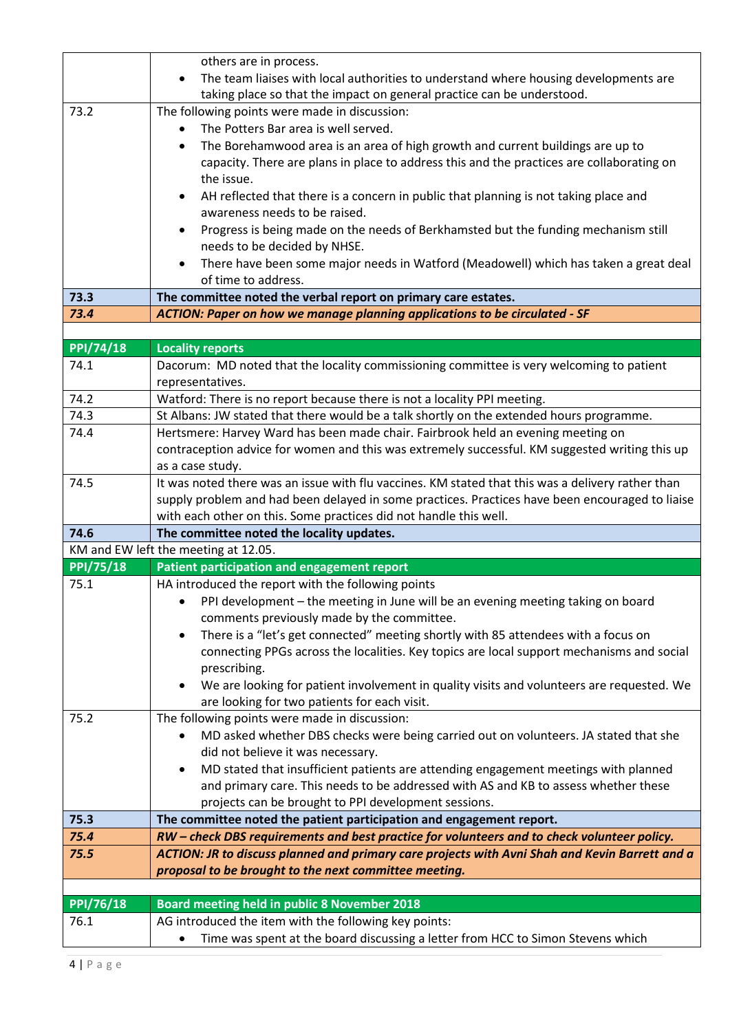| | |
|---|---|
| | others are in process.<br>• The team liaises with local authorities to understand where housing developments are taking place so that the impact on general practice can be understood. |
| 73.2 | The following points were made in discussion:<br>• The Potters Bar area is well served.<br>• The Borehamwood area is an area of high growth and current buildings are up to capacity. There are plans in place to address this and the practices are collaborating on the issue.<br>• AH reflected that there is a concern in public that planning is not taking place and awareness needs to be raised.<br>• Progress is being made on the needs of Berkhamsted but the funding mechanism still needs to be decided by NHSE.<br>• There have been some major needs in Watford (Meadowell) which has taken a great deal of time to address. |
| **73.3** | **The committee noted the verbal report on primary care estates.** |
| ***73.4*** | ***ACTION: Paper on how we manage planning applications to be circulated - SF*** |
| | |
| **PPI/74/18** | **Locality reports** |
| 74.1 | Dacorum: MD noted that the locality commissioning committee is very welcoming to patient representatives. |
| 74.2 | Watford: There is no report because there is not a locality PPI meeting. |
| 74.3 | St Albans: JW stated that there would be a talk shortly on the extended hours programme. |
| 74.4 | Hertsmere: Harvey Ward has been made chair. Fairbrook held an evening meeting on contraception advice for women and this was extremely successful. KM suggested writing this up as a case study. |
| 74.5 | It was noted there was an issue with flu vaccines. KM stated that this was a delivery rather than supply problem and had been delayed in some practices. Practices have been encouraged to liaise with each other on this. Some practices did not handle this well. |
| **74.6** | **The committee noted the locality updates.** |
| KM and EW left the meeting at 12.05. | |
| **PPI/75/18** | **Patient participation and engagement report** |
| 75.1 | HA introduced the report with the following points<br>• PPI development – the meeting in June will be an evening meeting taking on board comments previously made by the committee.<br>• There is a "let's get connected" meeting shortly with 85 attendees with a focus on connecting PPGs across the localities. Key topics are local support mechanisms and social prescribing.<br>• We are looking for patient involvement in quality visits and volunteers are requested. We are looking for two patients for each visit. |
| 75.2 | The following points were made in discussion:<br>• MD asked whether DBS checks were being carried out on volunteers. JA stated that she did not believe it was necessary.<br>• MD stated that insufficient patients are attending engagement meetings with planned and primary care. This needs to be addressed with AS and KB to assess whether these projects can be brought to PPI development sessions. |
| **75.3** | **The committee noted the patient participation and engagement report.** |
| ***75.4*** | ***RW – check DBS requirements and best practice for volunteers and to check volunteer policy.*** |
| ***75.5*** | ***ACTION: JR to discuss planned and primary care projects with Avni Shah and Kevin Barrett and a proposal to be brought to the next committee meeting.*** |
| | |
| **PPI/76/18** | **Board meeting held in public 8 November 2018** |
| 76.1 | AG introduced the item with the following key points:<br>• Time was spent at the board discussing a letter from HCC to Simon Stevens which |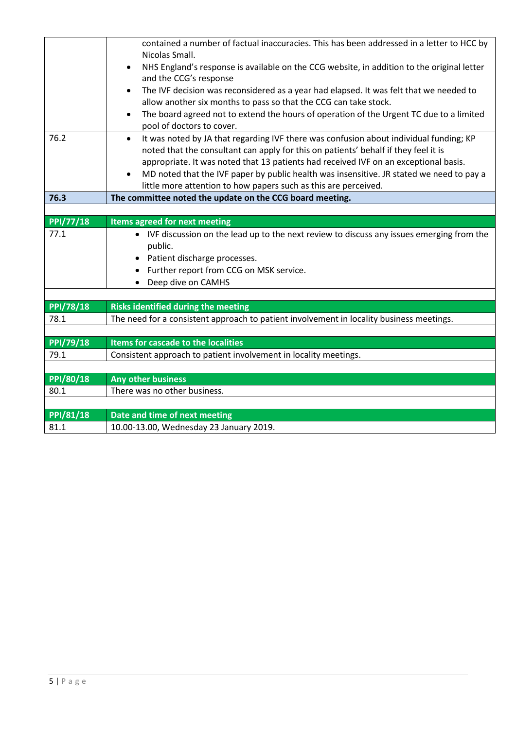| | |
|---|---|
| | contained a number of factual inaccuracies. This has been addressed in a letter to HCC by Nicolas Small.<br>• NHS England's response is available on the CCG website, in addition to the original letter and the CCG's response<br>• The IVF decision was reconsidered as a year had elapsed. It was felt that we needed to allow another six months to pass so that the CCG can take stock.<br>• The board agreed not to extend the hours of operation of the Urgent TC due to a limited pool of doctors to cover. |
| 76.2 | • It was noted by JA that regarding IVF there was confusion about individual funding; KP noted that the consultant can apply for this on patients' behalf if they feel it is appropriate. It was noted that 13 patients had received IVF on an exceptional basis.<br>• MD noted that the IVF paper by public health was insensitive. JR stated we need to pay a little more attention to how papers such as this are perceived. |
| **76.3** | **The committee noted the update on the CCG board meeting.** |
| | |
| **PPI/77/18** | **Items agreed for next meeting** |
| 77.1 | • IVF discussion on the lead up to the next review to discuss any issues emerging from the public.<br>• Patient discharge processes.<br>• Further report from CCG on MSK service.<br>• Deep dive on CAMHS |
| | |
| **PPI/78/18** | **Risks identified during the meeting** |
| 78.1 | The need for a consistent approach to patient involvement in locality business meetings. |
| | |
| **PPI/79/18** | **Items for cascade to the localities** |
| 79.1 | Consistent approach to patient involvement in locality meetings. |
| | |
| **PPI/80/18** | **Any other business** |
| 80.1 | There was no other business. |
| | |
| **PPI/81/18** | **Date and time of next meeting** |
| 81.1 | 10.00-13.00, Wednesday 23 January 2019. |